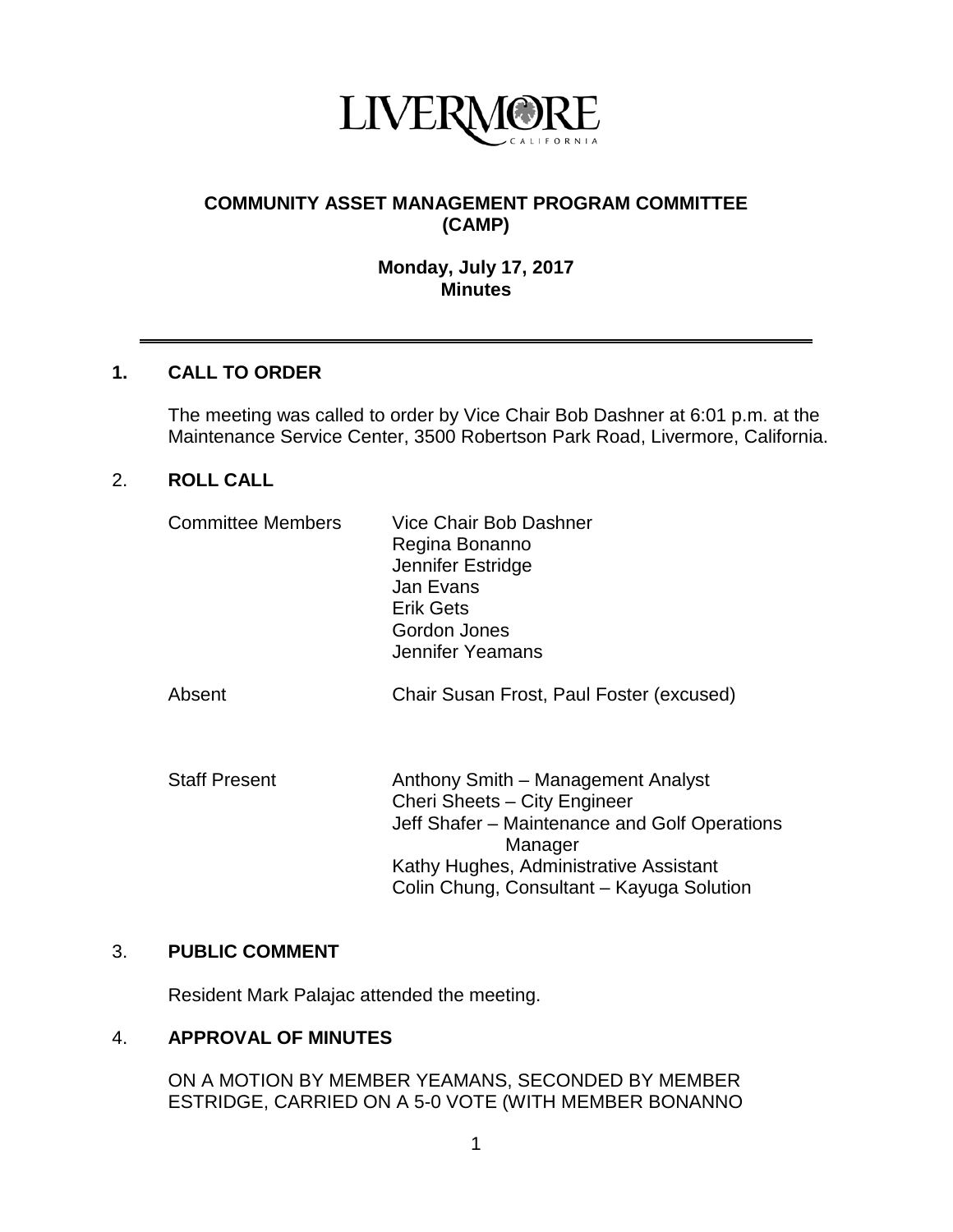LIVERMORE
CALIFORNIA

# COMMUNITY ASSET MANAGEMENT PROGRAM COMMITTEE (CAMP)

**Monday, July 17, 2017**
**Minutes**

---

## 1. CALL TO ORDER

The meeting was called to order by Vice Chair Bob Dashner at 6:01 p.m. at the Maintenance Service Center, 3500 Robertson Park Road, Livermore, California.

## 2. ROLL CALL

| | |
|---|---|
| Committee Members | Vice Chair Bob Dashner<br>Regina Bonanno<br>Jennifer Estridge<br>Jan Evans<br>Erik Gets<br>Gordon Jones<br>Jennifer Yeamans |
| Absent | Chair Susan Frost, Paul Foster (excused) |
| Staff Present | Anthony Smith – Management Analyst<br>Cheri Sheets – City Engineer<br>Jeff Shafer – Maintenance and Golf Operations Manager<br>Kathy Hughes, Administrative Assistant<br>Colin Chung, Consultant – Kayuga Solution |

## 3. PUBLIC COMMENT

Resident Mark Palajac attended the meeting.

## 4. APPROVAL OF MINUTES

ON A MOTION BY MEMBER YEAMANS, SECONDED BY MEMBER ESTRIDGE, CARRIED ON A 5-0 VOTE (WITH MEMBER BONANNO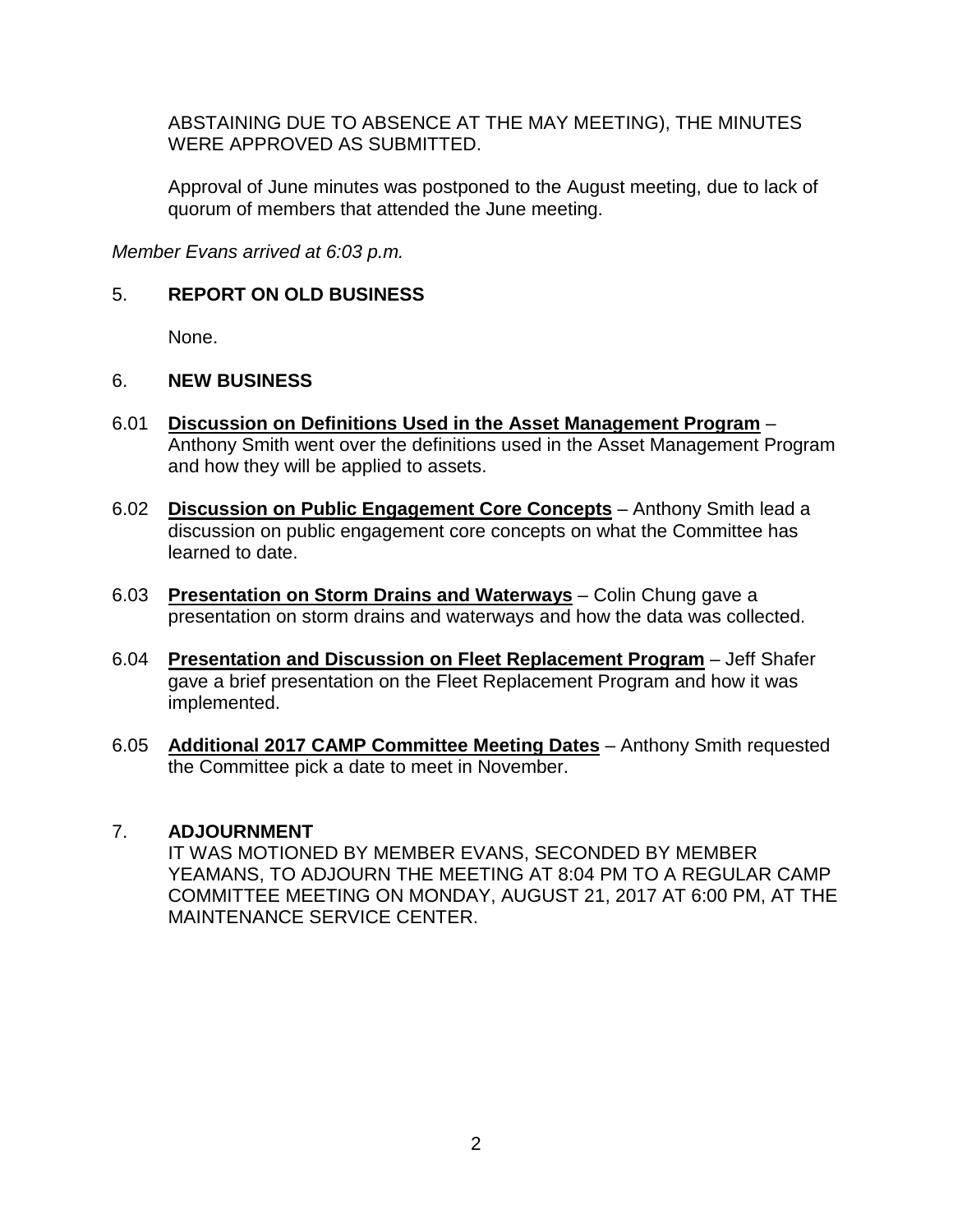ABSTAINING DUE TO ABSENCE AT THE MAY MEETING), THE MINUTES WERE APPROVED AS SUBMITTED.

Approval of June minutes was postponed to the August meeting, due to lack of quorum of members that attended the June meeting.

*Member Evans arrived at 6:03 p.m.*

5. **REPORT ON OLD BUSINESS**

None.

6. **NEW BUSINESS**

6.01 **Discussion on Definitions Used in the Asset Management Program** – Anthony Smith went over the definitions used in the Asset Management Program and how they will be applied to assets.

6.02 **Discussion on Public Engagement Core Concepts** – Anthony Smith lead a discussion on public engagement core concepts on what the Committee has learned to date.

6.03 **Presentation on Storm Drains and Waterways** – Colin Chung gave a presentation on storm drains and waterways and how the data was collected.

6.04 **Presentation and Discussion on Fleet Replacement Program** – Jeff Shafer gave a brief presentation on the Fleet Replacement Program and how it was implemented.

6.05 **Additional 2017 CAMP Committee Meeting Dates** – Anthony Smith requested the Committee pick a date to meet in November.

7. **ADJOURNMENT**

IT WAS MOTIONED BY MEMBER EVANS, SECONDED BY MEMBER YEAMANS, TO ADJOURN THE MEETING AT 8:04 PM TO A REGULAR CAMP COMMITTEE MEETING ON MONDAY, AUGUST 21, 2017 AT 6:00 PM, AT THE MAINTENANCE SERVICE CENTER.